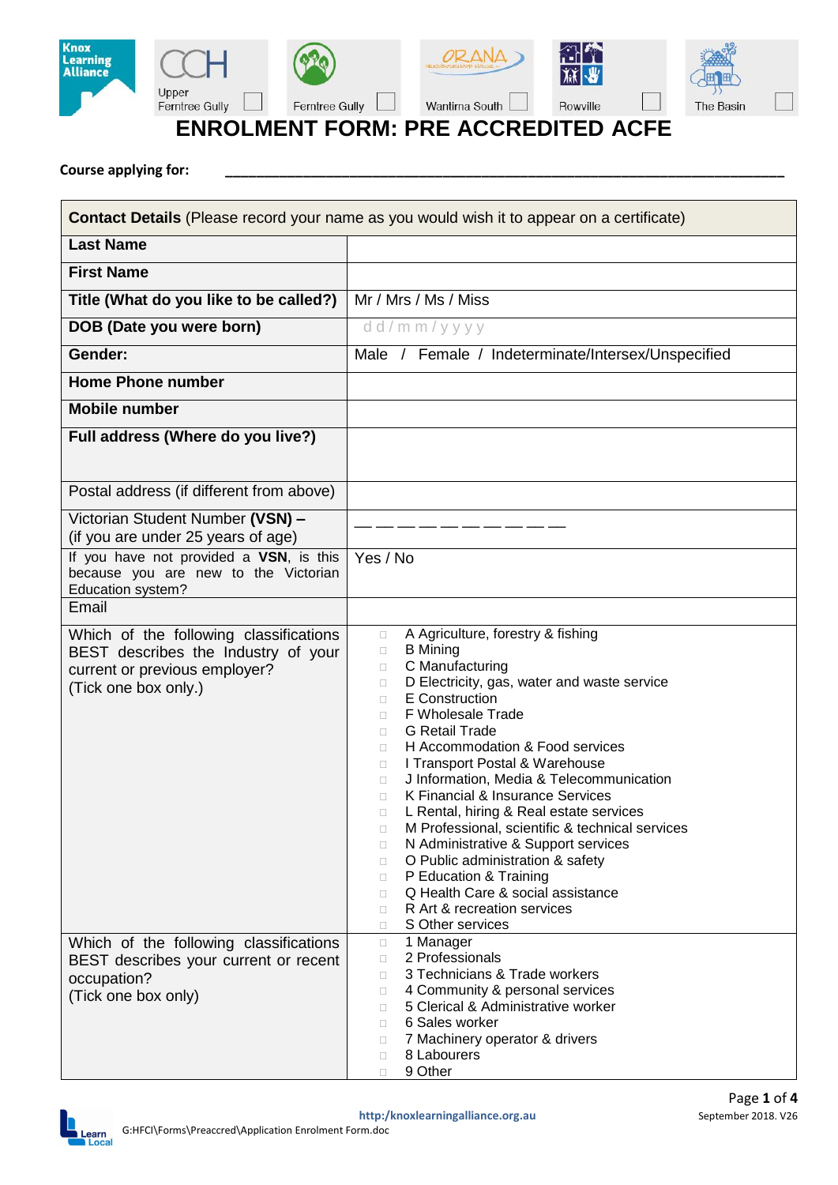Knox Learning Alliance

Upper Ferntree Gully ☐ Ferntree Gully ☐ Wantirna South ☐ Rowville ☐ The Basin ☐

# ENROLMENT FORM: PRE ACCREDITED ACFE

**Course applying for:** ________________________________________________________________

| **Contact Details** (Please record your name as you would wish it to appear on a certificate) | |
|---|---|
| **Last Name** | |
| **First Name** | |
| **Title (What do you like to be called?)** | Mr / Mrs / Ms / Miss |
| **DOB (Date you were born)** | d d / m m / y y y y |
| **Gender:** | Male / Female / Indeterminate/Intersex/Unspecified |
| **Home Phone number** | |
| **Mobile number** | |
| **Full address (Where do you live?)** | |
| Postal address (if different from above) | |
| Victorian Student Number **(VSN) –** (if you are under 25 years of age) | __ __ __ __ __ __ __ __ __ __ |
| If you have not provided a **VSN**, is this because you are new to the Victorian Education system? | Yes / No |
| Email | |
| Which of the following classifications BEST describes the Industry of your current or previous employer? (Tick one box only.) | ☐ A Agriculture, forestry & fishing<br>☐ B Mining<br>☐ C Manufacturing<br>☐ D Electricity, gas, water and waste service<br>☐ E Construction<br>☐ F Wholesale Trade<br>☐ G Retail Trade<br>☐ H Accommodation & Food services<br>☐ I Transport Postal & Warehouse<br>☐ J Information, Media & Telecommunication<br>☐ K Financial & Insurance Services<br>☐ L Rental, hiring & Real estate services<br>☐ M Professional, scientific & technical services<br>☐ N Administrative & Support services<br>☐ O Public administration & safety<br>☐ P Education & Training<br>☐ Q Health Care & social assistance<br>☐ R Art & recreation services<br>☐ S Other services |
| Which of the following classifications BEST describes your current or recent occupation? (Tick one box only) | ☐ 1 Manager<br>☐ 2 Professionals<br>☐ 3 Technicians & Trade workers<br>☐ 4 Community & personal services<br>☐ 5 Clerical & Administrative worker<br>☐ 6 Sales worker<br>☐ 7 Machinery operator & drivers<br>☐ 8 Labourers<br>☐ 9 Other |

http:/knoxlearningalliance.org.au

G:HFCI\Forms\Preaccred\Application Enrolment Form.doc

September 2018. V26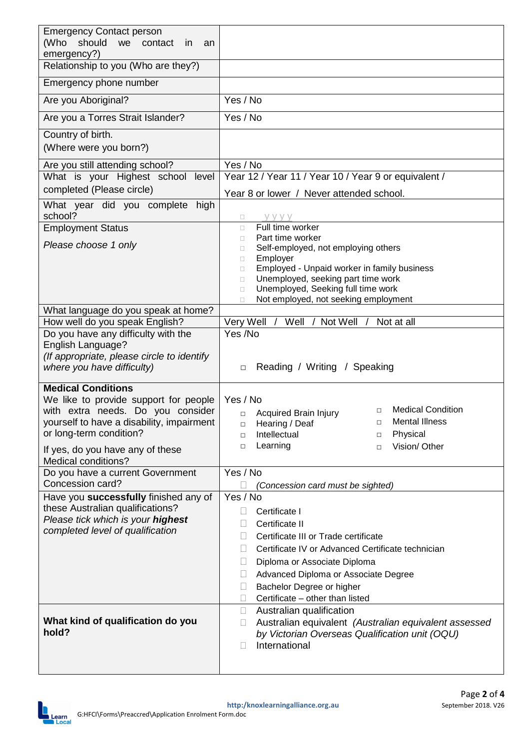| | |
|---|---|
| Emergency Contact person (Who should we contact in an emergency?) | |
| Relationship to you (Who are they?) | |
| Emergency phone number | |
| Are you Aboriginal? | Yes / No |
| Are you a Torres Strait Islander? | Yes / No |
| Country of birth. (Where were you born?) | |
| Are you still attending school? | Yes / No |
| What is your Highest school level completed (Please circle) | Year 12 / Year 11 / Year 10 / Year 9 or equivalent / Year 8 or lower / Never attended school. |
| What year did you complete high school? | □ yyyy |
| Employment Status<br>*Please choose 1 only* | □ Full time worker<br>□ Part time worker<br>□ Self-employed, not employing others<br>□ Employer<br>□ Employed - Unpaid worker in family business<br>□ Unemployed, seeking part time work<br>□ Unemployed, Seeking full time work<br>□ Not employed, not seeking employment |
| What language do you speak at home? | |
| How well do you speak English? | Very Well / Well / Not Well / Not at all |
| Do you have any difficulty with the English Language?<br>*(If appropriate, please circle to identify where you have difficulty)* | Yes /No<br>□ Reading / Writing / Speaking |
| **Medical Conditions**<br>We like to provide support for people with extra needs. Do you consider yourself to have a disability, impairment or long-term condition?<br>If yes, do you have any of these Medical conditions? | Yes / No<br>□ Acquired Brain Injury<br>□ Hearing / Deaf<br>□ Intellectual<br>□ Learning<br>□ Medical Condition<br>□ Mental Illness<br>□ Physical<br>□ Vision/ Other |
| Do you have a current Government Concession card? | Yes / No<br>□ *(Concession card must be sighted)* |
| Have you **successfully** finished any of these Australian qualifications?<br>*Please tick which is your **highest** completed level of qualification* | Yes / No<br>□ Certificate I<br>□ Certificate II<br>□ Certificate III or Trade certificate<br>□ Certificate IV or Advanced Certificate technician<br>□ Diploma or Associate Diploma<br>□ Advanced Diploma or Associate Degree<br>□ Bachelor Degree or higher<br>□ Certificate – other than listed |
| **What kind of qualification do you hold?** | □ Australian qualification<br>□ Australian equivalent *(Australian equivalent assessed by Victorian Overseas Qualification unit (OQU)*<br>□ International |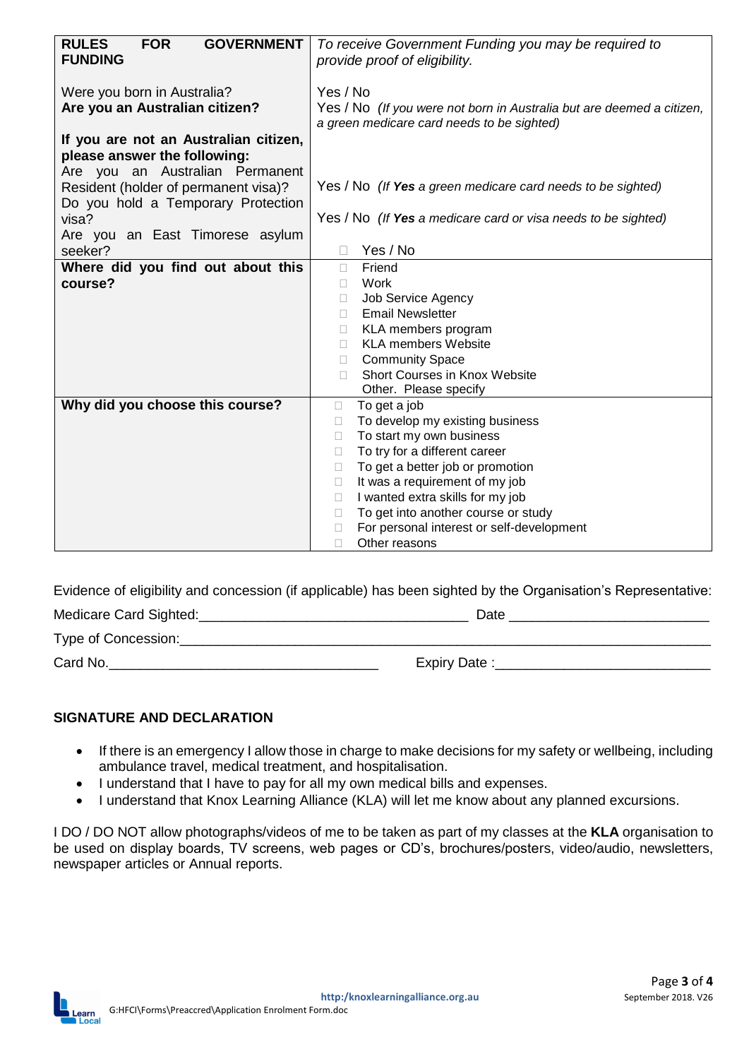| **RULES FOR GOVERNMENT FUNDING** | *To receive Government Funding you may be required to provide proof of eligibility.* |
|---|---|
| Were you born in Australia? | Yes / No |
| **Are you an Australian citizen?** | Yes / No *(If you were not born in Australia but are deemed a citizen, a green medicare card needs to be sighted)* |
| **If you are not an Australian citizen, please answer the following:** | |
| Are you an Australian Permanent Resident (holder of permanent visa)? | Yes / No *(If **Yes** a green medicare card needs to be sighted)* |
| Do you hold a Temporary Protection visa? | Yes / No *(If **Yes** a medicare card or visa needs to be sighted)* |
| Are you an East Timorese asylum seeker? | ☐ Yes / No |
| **Where did you find out about this course?** | ☐ Friend<br>☐ Work<br>☐ Job Service Agency<br>☐ Email Newsletter<br>☐ KLA members program<br>☐ KLA members Website<br>☐ Community Space<br>☐ Short Courses in Knox Website<br>Other. Please specify |
| **Why did you choose this course?** | ☐ To get a job<br>☐ To develop my existing business<br>☐ To start my own business<br>☐ To try for a different career<br>☐ To get a better job or promotion<br>☐ It was a requirement of my job<br>☐ I wanted extra skills for my job<br>☐ To get into another course or study<br>☐ For personal interest or self-development<br>☐ Other reasons |

Evidence of eligibility and concession (if applicable) has been sighted by the Organisation's Representative:

Medicare Card Sighted:__________________________________ Date __________________________

Type of Concession:___________________________________________________________________

Card No.__________________________________ Expiry Date :____________________________

## SIGNATURE AND DECLARATION

- If there is an emergency I allow those in charge to make decisions for my safety or wellbeing, including ambulance travel, medical treatment, and hospitalisation.
- I understand that I have to pay for all my own medical bills and expenses.
- I understand that Knox Learning Alliance (KLA) will let me know about any planned excursions.

I DO / DO NOT allow photographs/videos of me to be taken as part of my classes at the **KLA** organisation to be used on display boards, TV screens, web pages or CD's, brochures/posters, video/audio, newsletters, newspaper articles or Annual reports.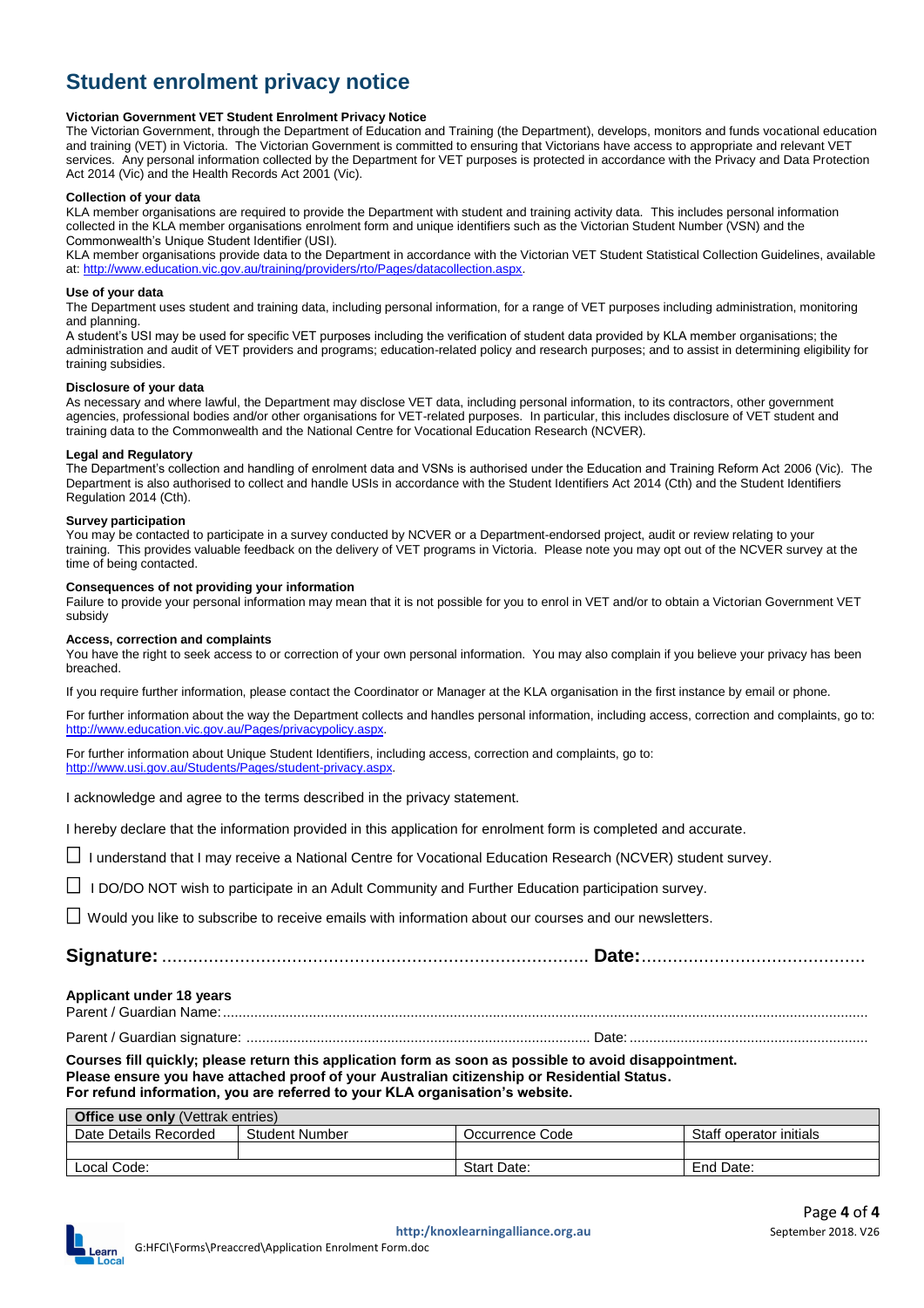# Student enrolment privacy notice

**Victorian Government VET Student Enrolment Privacy Notice**

The Victorian Government, through the Department of Education and Training (the Department), develops, monitors and funds vocational education and training (VET) in Victoria. The Victorian Government is committed to ensuring that Victorians have access to appropriate and relevant VET services. Any personal information collected by the Department for VET purposes is protected in accordance with the Privacy and Data Protection Act 2014 (Vic) and the Health Records Act 2001 (Vic).

**Collection of your data**

KLA member organisations are required to provide the Department with student and training activity data. This includes personal information collected in the KLA member organisations enrolment form and unique identifiers such as the Victorian Student Number (VSN) and the Commonwealth's Unique Student Identifier (USI).

KLA member organisations provide data to the Department in accordance with the Victorian VET Student Statistical Collection Guidelines, available at: http://www.education.vic.gov.au/training/providers/rto/Pages/datacollection.aspx.

**Use of your data**

The Department uses student and training data, including personal information, for a range of VET purposes including administration, monitoring and planning.

A student's USI may be used for specific VET purposes including the verification of student data provided by KLA member organisations; the administration and audit of VET providers and programs; education-related policy and research purposes; and to assist in determining eligibility for training subsidies.

**Disclosure of your data**

As necessary and where lawful, the Department may disclose VET data, including personal information, to its contractors, other government agencies, professional bodies and/or other organisations for VET-related purposes. In particular, this includes disclosure of VET student and training data to the Commonwealth and the National Centre for Vocational Education Research (NCVER).

**Legal and Regulatory**

The Department's collection and handling of enrolment data and VSNs is authorised under the Education and Training Reform Act 2006 (Vic). The Department is also authorised to collect and handle USIs in accordance with the Student Identifiers Act 2014 (Cth) and the Student Identifiers Regulation 2014 (Cth).

**Survey participation**

You may be contacted to participate in a survey conducted by NCVER or a Department-endorsed project, audit or review relating to your training. This provides valuable feedback on the delivery of VET programs in Victoria. Please note you may opt out of the NCVER survey at the time of being contacted.

**Consequences of not providing your information**

Failure to provide your personal information may mean that it is not possible for you to enrol in VET and/or to obtain a Victorian Government VET subsidy

**Access, correction and complaints**

You have the right to seek access to or correction of your own personal information. You may also complain if you believe your privacy has been breached.

If you require further information, please contact the Coordinator or Manager at the KLA organisation in the first instance by email or phone.

For further information about the way the Department collects and handles personal information, including access, correction and complaints, go to: http://www.education.vic.gov.au/Pages/privacypolicy.aspx.

For further information about Unique Student Identifiers, including access, correction and complaints, go to: http://www.usi.gov.au/Students/Pages/student-privacy.aspx.

I acknowledge and agree to the terms described in the privacy statement.

I hereby declare that the information provided in this application for enrolment form is completed and accurate.

☐ I understand that I may receive a National Centre for Vocational Education Research (NCVER) student survey.

☐ I DO/DO NOT wish to participate in an Adult Community and Further Education participation survey.

☐ Would you like to subscribe to receive emails with information about our courses and our newsletters.

**Signature:** ................................................................................ **Date:**..........................................

**Applicant under 18 years**

Parent / Guardian Name:..................................................................................................................................................

Parent / Guardian signature: ......................................................................................... Date: ............................................................

**Courses fill quickly; please return this application form as soon as possible to avoid disappointment.**
**Please ensure you have attached proof of your Australian citizenship or Residential Status.**
**For refund information, you are referred to your KLA organisation's website.**

| **Office use only** (Vettrak entries) | | | |
|---|---|---|---|
| Date Details Recorded | Student Number | Occurrence Code | Staff operator initials |
| | | | |
| Local Code: | | Start Date: | End Date: |

http:/knoxlearningalliance.org.au

G:\HFCI\Forms\Preaccred\Application Enrolment Form.doc

September 2018. V26